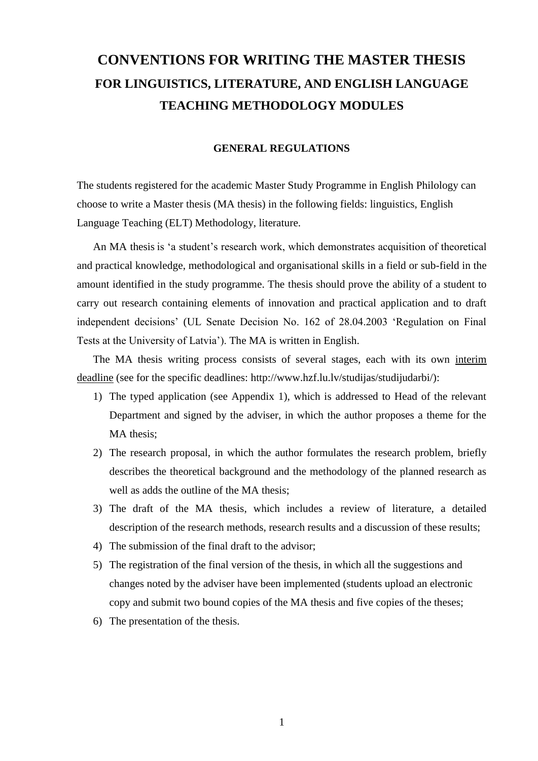# CONVENTIONS FOR WRITING THE MASTER THESIS
## FOR LINGUISTICS, LITERATURE, AND ENGLISH LANGUAGE TEACHING METHODOLOGY MODULES

### GENERAL REGULATIONS

The students registered for the academic Master Study Programme in English Philology can choose to write a Master thesis (MA thesis) in the following fields: linguistics, English Language Teaching (ELT) Methodology, literature.

An MA thesis is 'a student's research work, which demonstrates acquisition of theoretical and practical knowledge, methodological and organisational skills in a field or sub-field in the amount identified in the study programme. The thesis should prove the ability of a student to carry out research containing elements of innovation and practical application and to draft independent decisions' (UL Senate Decision No. 162 of 28.04.2003 'Regulation on Final Tests at the University of Latvia'). The MA is written in English.

The MA thesis writing process consists of several stages, each with its own interim deadline (see for the specific deadlines: http://www.hzf.lu.lv/studijas/studijudarbi/):

1) The typed application (see Appendix 1), which is addressed to Head of the relevant Department and signed by the adviser, in which the author proposes a theme for the MA thesis;
2) The research proposal, in which the author formulates the research problem, briefly describes the theoretical background and the methodology of the planned research as well as adds the outline of the MA thesis;
3) The draft of the MA thesis, which includes a review of literature, a detailed description of the research methods, research results and a discussion of these results;
4) The submission of the final draft to the advisor;
5) The registration of the final version of the thesis, in which all the suggestions and changes noted by the adviser have been implemented (students upload an electronic copy and submit two bound copies of the MA thesis and five copies of the theses;
6) The presentation of the thesis.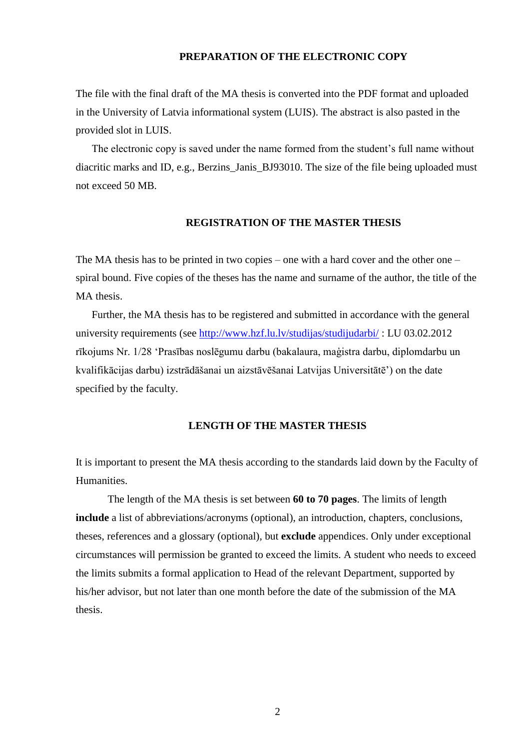## PREPARATION OF THE ELECTRONIC COPY

The file with the final draft of the MA thesis is converted into the PDF format and uploaded in the University of Latvia informational system (LUIS). The abstract is also pasted in the provided slot in LUIS.

The electronic copy is saved under the name formed from the student's full name without diacritic marks and ID, e.g., Berzins_Janis_BJ93010. The size of the file being uploaded must not exceed 50 MB.

## REGISTRATION OF THE MASTER THESIS

The MA thesis has to be printed in two copies – one with a hard cover and the other one – spiral bound. Five copies of the theses has the name and surname of the author, the title of the MA thesis.

Further, the MA thesis has to be registered and submitted in accordance with the general university requirements (see [http://www.hzf.lu.lv/studijas/studijudarbi/](http://www.hzf.lu.lv/studijas/studijudarbi/) : LU 03.02.2012 rīkojums Nr. 1/28 'Prasības noslēgumu darbu (bakalaura, maģistra darbu, diplomdarbu un kvalifikācijas darbu) izstrādāšanai un aizstāvēšanai Latvijas Universitātē') on the date specified by the faculty.

## LENGTH OF THE MASTER THESIS

It is important to present the MA thesis according to the standards laid down by the Faculty of Humanities.

The length of the MA thesis is set between **60 to 70 pages**. The limits of length **include** a list of abbreviations/acronyms (optional), an introduction, chapters, conclusions, theses, references and a glossary (optional), but **exclude** appendices. Only under exceptional circumstances will permission be granted to exceed the limits. A student who needs to exceed the limits submits a formal application to Head of the relevant Department, supported by his/her advisor, but not later than one month before the date of the submission of the MA thesis.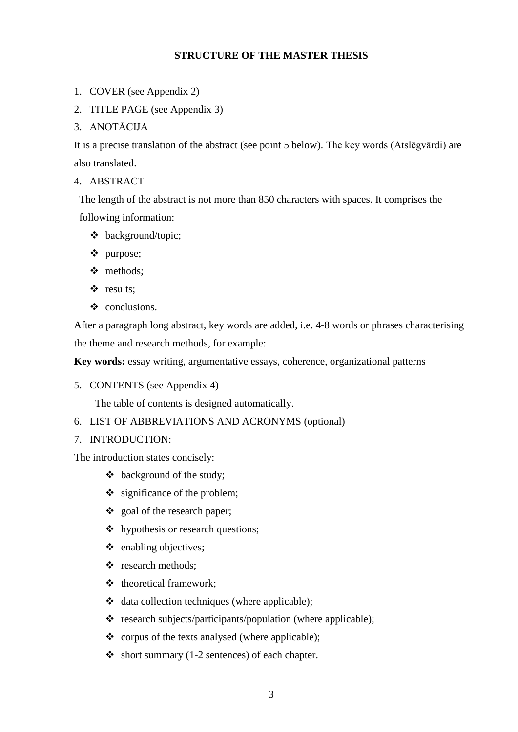# STRUCTURE OF THE MASTER THESIS

1. COVER (see Appendix 2)
2. TITLE PAGE (see Appendix 3)
3. ANOTĀCIJA

It is a precise translation of the abstract (see point 5 below). The key words (Atslēgvārdi) are also translated.

4. ABSTRACT

The length of the abstract is not more than 850 characters with spaces. It comprises the following information:

- background/topic;
- purpose;
- methods;
- results;
- conclusions.

After a paragraph long abstract, key words are added, i.e. 4-8 words or phrases characterising the theme and research methods, for example:

**Key words:** essay writing, argumentative essays, coherence, organizational patterns

5. CONTENTS (see Appendix 4)

The table of contents is designed automatically.

6. LIST OF ABBREVIATIONS AND ACRONYMS (optional)
7. INTRODUCTION:

The introduction states concisely:

- background of the study;
- significance of the problem;
- goal of the research paper;
- hypothesis or research questions;
- enabling objectives;
- research methods;
- theoretical framework;
- data collection techniques (where applicable);
- research subjects/participants/population (where applicable);
- corpus of the texts analysed (where applicable);
- short summary (1-2 sentences) of each chapter.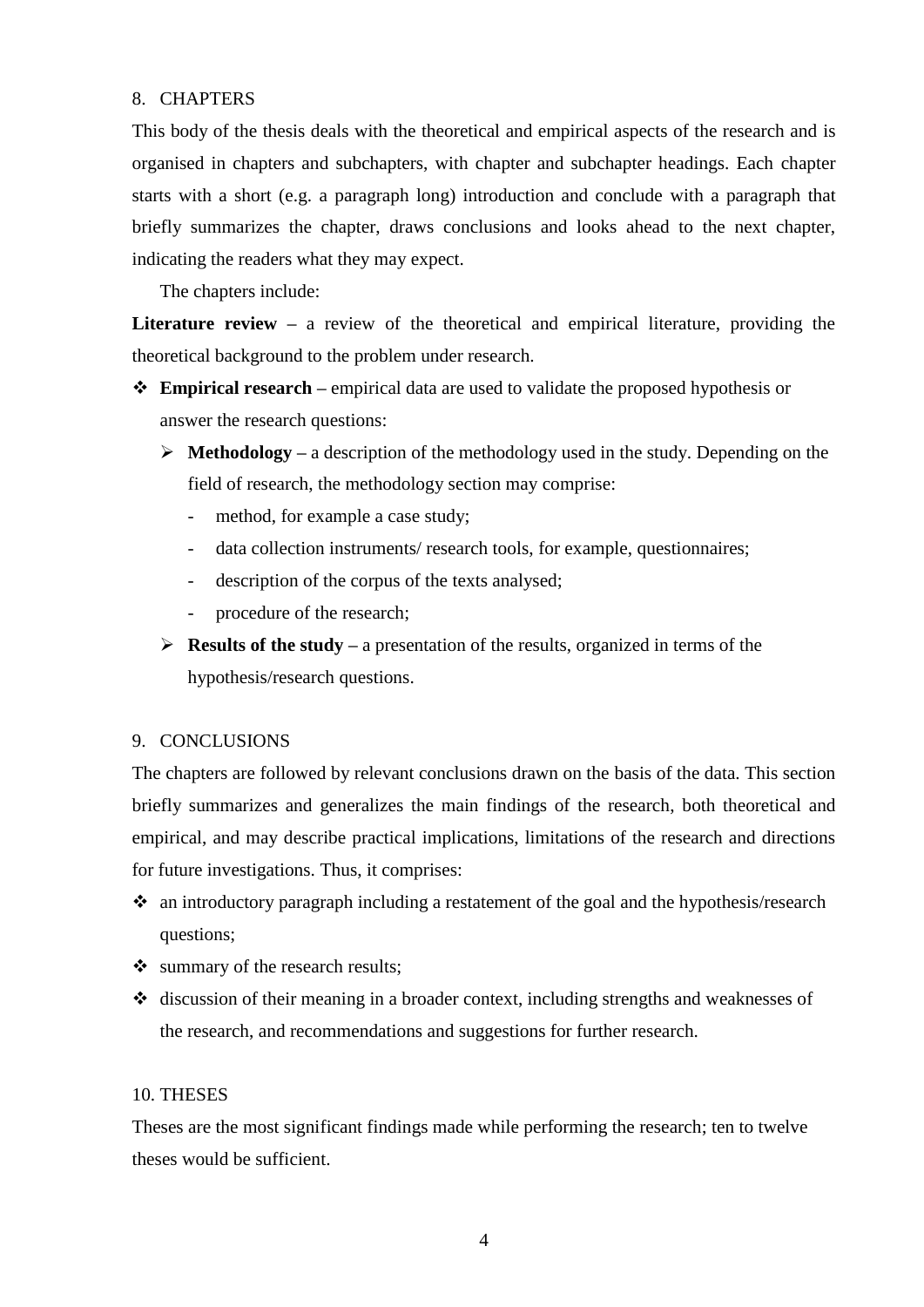8. CHAPTERS

This body of the thesis deals with the theoretical and empirical aspects of the research and is organised in chapters and subchapters, with chapter and subchapter headings. Each chapter starts with a short (e.g. a paragraph long) introduction and conclude with a paragraph that briefly summarizes the chapter, draws conclusions and looks ahead to the next chapter, indicating the readers what they may expect.

The chapters include:

**Literature review** – a review of the theoretical and empirical literature, providing the theoretical background to the problem under research.

- **Empirical research** – empirical data are used to validate the proposed hypothesis or answer the research questions:
  - **Methodology** – a description of the methodology used in the study. Depending on the field of research, the methodology section may comprise:
    - method, for example a case study;
    - data collection instruments/ research tools, for example, questionnaires;
    - description of the corpus of the texts analysed;
    - procedure of the research;
  - **Results of the study** – a presentation of the results, organized in terms of the hypothesis/research questions.

9. CONCLUSIONS

The chapters are followed by relevant conclusions drawn on the basis of the data. This section briefly summarizes and generalizes the main findings of the research, both theoretical and empirical, and may describe practical implications, limitations of the research and directions for future investigations. Thus, it comprises:

- an introductory paragraph including a restatement of the goal and the hypothesis/research questions;
- summary of the research results;
- discussion of their meaning in a broader context, including strengths and weaknesses of the research, and recommendations and suggestions for further research.

10. THESES

Theses are the most significant findings made while performing the research; ten to twelve theses would be sufficient.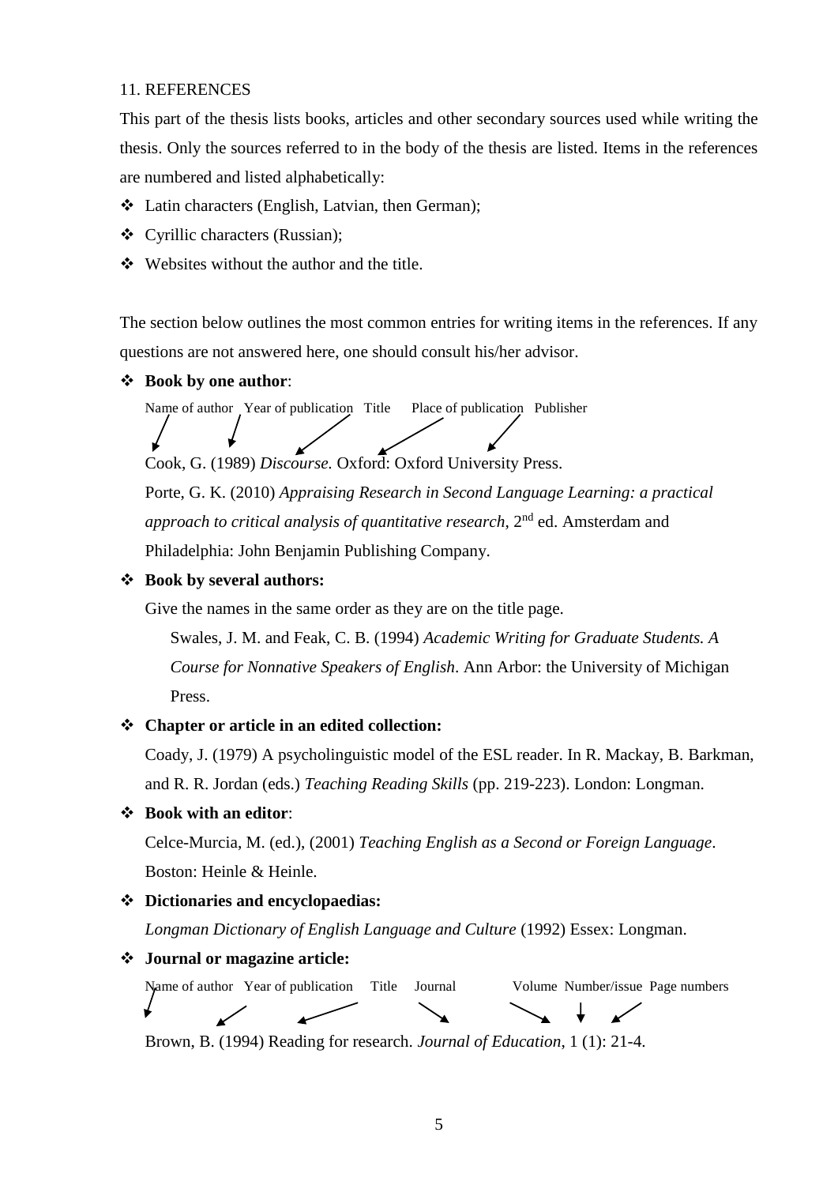## 11. REFERENCES

This part of the thesis lists books, articles and other secondary sources used while writing the thesis. Only the sources referred to in the body of the thesis are listed. Items in the references are numbered and listed alphabetically:

- Latin characters (English, Latvian, then German);
- Cyrillic characters (Russian);
- Websites without the author and the title.

The section below outlines the most common entries for writing items in the references. If any questions are not answered here, one should consult his/her advisor.

- **Book by one author**:

  Name of author   Year of publication   Title   Place of publication   Publisher

  Cook, G. (1989) *Discourse.* Oxford: Oxford University Press.

  Porte, G. K. (2010) *Appraising Research in Second Language Learning: a practical approach to critical analysis of quantitative research*, 2nd ed. Amsterdam and Philadelphia: John Benjamin Publishing Company.

- **Book by several authors:**

  Give the names in the same order as they are on the title page.

  Swales, J. M. and Feak, C. B. (1994) *Academic Writing for Graduate Students. A Course for Nonnative Speakers of English*. Ann Arbor: the University of Michigan Press.

- **Chapter or article in an edited collection:**

  Coady, J. (1979) A psycholinguistic model of the ESL reader. In R. Mackay, B. Barkman, and R. R. Jordan (eds.) *Teaching Reading Skills* (pp. 219-223). London: Longman.

- **Book with an editor**:

  Celce-Murcia, M. (ed.), (2001) *Teaching English as a Second or Foreign Language*. Boston: Heinle & Heinle.

- **Dictionaries and encyclopaedias:**

  *Longman Dictionary of English Language and Culture* (1992) Essex: Longman.

- **Journal or magazine article:**

  Name of author   Year of publication   Title   Journal   Volume   Number/issue   Page numbers

  Brown, B. (1994) Reading for research. *Journal of Education*, 1 (1): 21-4.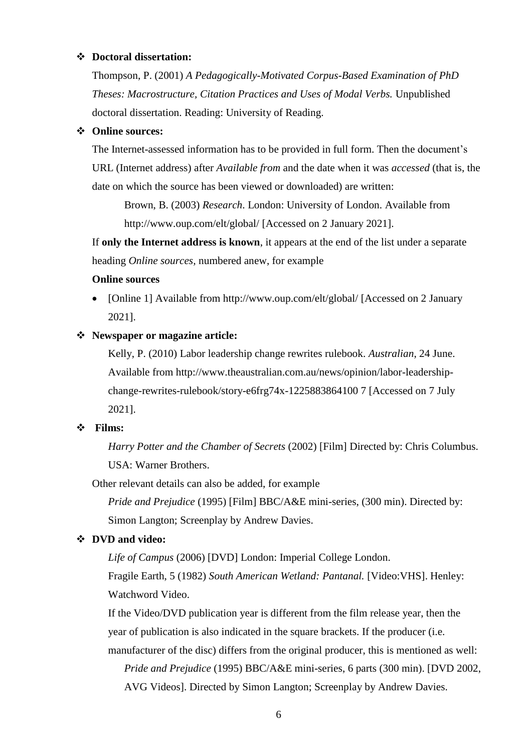- **Doctoral dissertation:**

  Thompson, P. (2001) *A Pedagogically-Motivated Corpus-Based Examination of PhD Theses: Macrostructure, Citation Practices and Uses of Modal Verbs.* Unpublished doctoral dissertation. Reading: University of Reading.

- **Online sources:**

  The Internet-assessed information has to be provided in full form. Then the document's URL (Internet address) after *Available from* and the date when it was *accessed* (that is, the date on which the source has been viewed or downloaded) are written:

  > Brown, B. (2003) *Research*. London: University of London. Available from http://www.oup.com/elt/global/ [Accessed on 2 January 2021].

  If **only the Internet address is known**, it appears at the end of the list under a separate heading *Online sources*, numbered anew, for example

  **Online sources**

  - [Online 1] Available from http://www.oup.com/elt/global/ [Accessed on 2 January 2021].

- **Newspaper or magazine article:**

  > Kelly, P. (2010) Labor leadership change rewrites rulebook. *Australian*, 24 June. Available from http://www.theaustralian.com.au/news/opinion/labor-leadership-change-rewrites-rulebook/story-e6frg74x-1225883864100 7 [Accessed on 7 July 2021].

- **Films:**

  > *Harry Potter and the Chamber of Secrets* (2002) [Film] Directed by: Chris Columbus. USA: Warner Brothers.

  Other relevant details can also be added, for example

  > *Pride and Prejudice* (1995) [Film] BBC/A&E mini-series, (300 min). Directed by: Simon Langton; Screenplay by Andrew Davies.

- **DVD and video:**

  > *Life of Campus* (2006) [DVD] London: Imperial College London.
  >
  > Fragile Earth, 5 (1982) *South American Wetland: Pantanal.* [Video:VHS]. Henley: Watchword Video.
  >
  > If the Video/DVD publication year is different from the film release year, then the year of publication is also indicated in the square brackets. If the producer (i.e. manufacturer of the disc) differs from the original producer, this is mentioned as well:
  >
  > > *Pride and Prejudice* (1995) BBC/A&E mini-series, 6 parts (300 min). [DVD 2002, AVG Videos]. Directed by Simon Langton; Screenplay by Andrew Davies.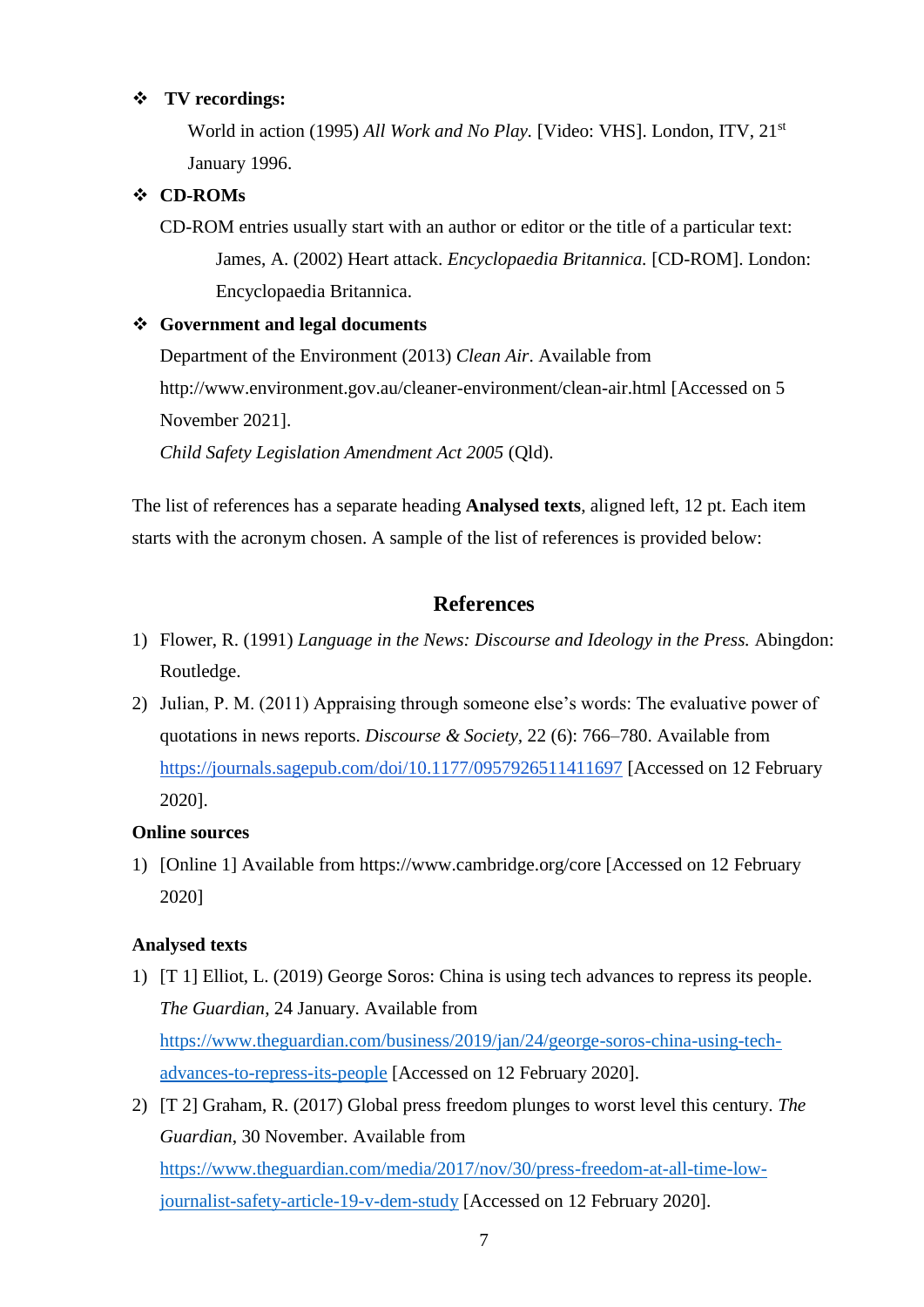- **TV recordings:**

  World in action (1995) *All Work and No Play.* [Video: VHS]. London, ITV, 21st January 1996.

- **CD-ROMs**

  CD-ROM entries usually start with an author or editor or the title of a particular text:

  James, A. (2002) Heart attack. *Encyclopaedia Britannica.* [CD-ROM]. London: Encyclopaedia Britannica.

- **Government and legal documents**

  Department of the Environment (2013) *Clean Air*. Available from http://www.environment.gov.au/cleaner-environment/clean-air.html [Accessed on 5 November 2021].

  *Child Safety Legislation Amendment Act 2005* (Qld).

The list of references has a separate heading **Analysed texts**, aligned left, 12 pt. Each item starts with the acronym chosen. A sample of the list of references is provided below:

## References

1) Flower, R. (1991) *Language in the News: Discourse and Ideology in the Press.* Abingdon: Routledge.
2) Julian, P. M. (2011) Appraising through someone else's words: The evaluative power of quotations in news reports. *Discourse & Society*, 22 (6): 766–780. Available from https://journals.sagepub.com/doi/10.1177/0957926511411697 [Accessed on 12 February 2020].

**Online sources**

1) [Online 1] Available from https://www.cambridge.org/core [Accessed on 12 February 2020]

**Analysed texts**

1) [T 1] Elliot, L. (2019) George Soros: China is using tech advances to repress its people. *The Guardian*, 24 January. Available from https://www.theguardian.com/business/2019/jan/24/george-soros-china-using-tech-advances-to-repress-its-people [Accessed on 12 February 2020].
2) [T 2] Graham, R. (2017) Global press freedom plunges to worst level this century. *The Guardian*, 30 November. Available from https://www.theguardian.com/media/2017/nov/30/press-freedom-at-all-time-low-journalist-safety-article-19-v-dem-study [Accessed on 12 February 2020].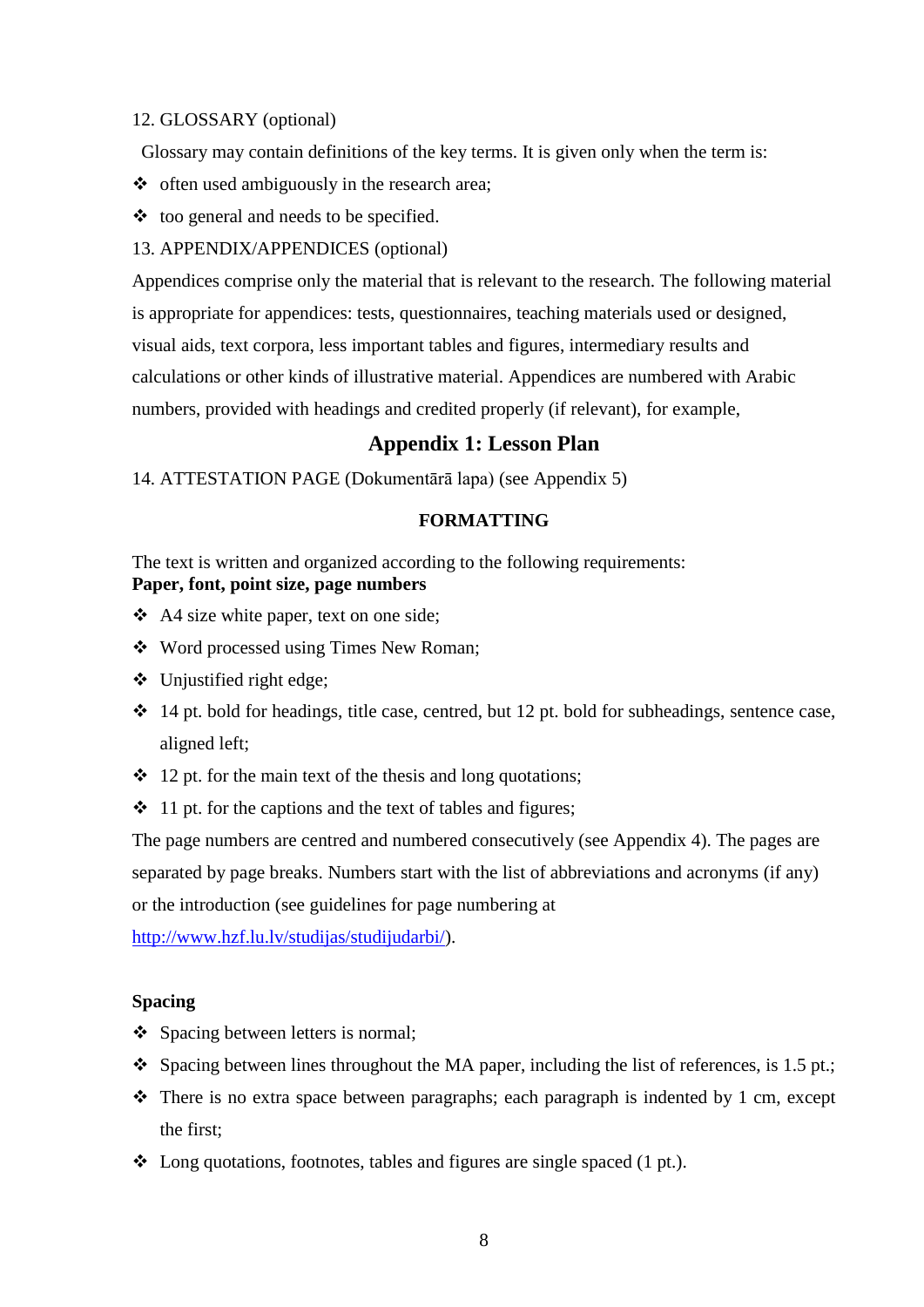12. GLOSSARY (optional)

Glossary may contain definitions of the key terms. It is given only when the term is:

- often used ambiguously in the research area;
- too general and needs to be specified.

13. APPENDIX/APPENDICES (optional)

Appendices comprise only the material that is relevant to the research. The following material is appropriate for appendices: tests, questionnaires, teaching materials used or designed, visual aids, text corpora, less important tables and figures, intermediary results and calculations or other kinds of illustrative material. Appendices are numbered with Arabic numbers, provided with headings and credited properly (if relevant), for example,

**Appendix 1: Lesson Plan**

14. ATTESTATION PAGE (Dokumentārā lapa) (see Appendix 5)

## FORMATTING

The text is written and organized according to the following requirements:

**Paper, font, point size, page numbers**

- A4 size white paper, text on one side;
- Word processed using Times New Roman;
- Unjustified right edge;
- 14 pt. bold for headings, title case, centred, but 12 pt. bold for subheadings, sentence case, aligned left;
- 12 pt. for the main text of the thesis and long quotations;
- 11 pt. for the captions and the text of tables and figures;

The page numbers are centred and numbered consecutively (see Appendix 4). The pages are separated by page breaks. Numbers start with the list of abbreviations and acronyms (if any) or the introduction (see guidelines for page numbering at http://www.hzf.lu.lv/studijas/studijudarbi/).

**Spacing**

- Spacing between letters is normal;
- Spacing between lines throughout the MA paper, including the list of references, is 1.5 pt.;
- There is no extra space between paragraphs; each paragraph is indented by 1 cm, except the first;
- Long quotations, footnotes, tables and figures are single spaced (1 pt.).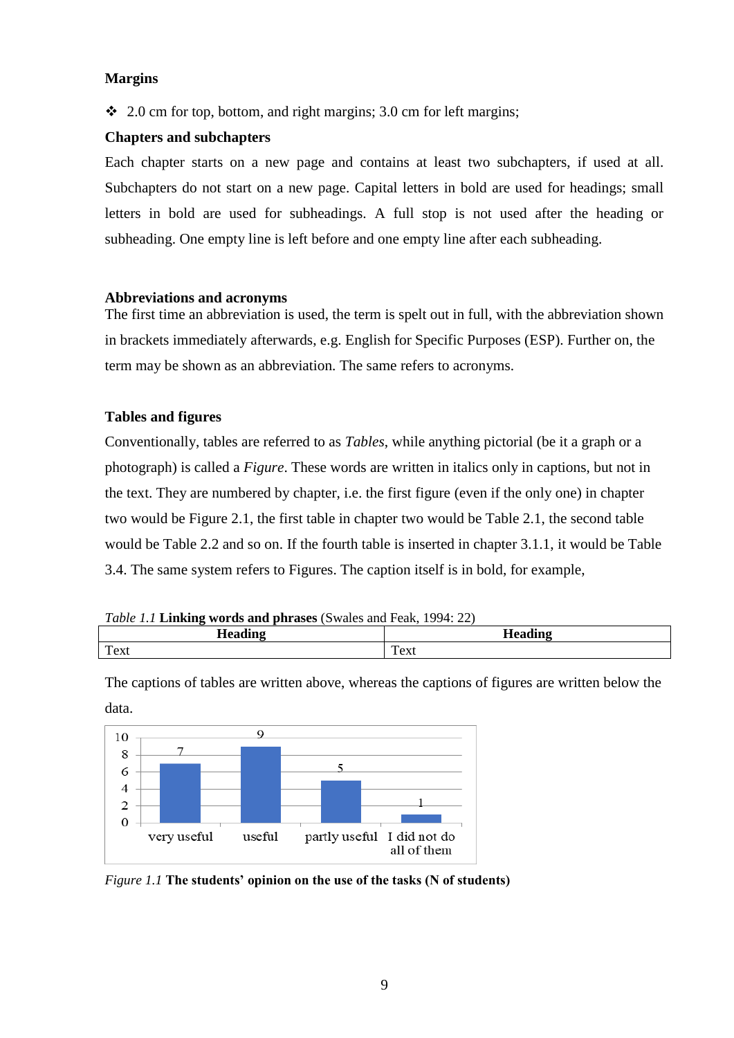**Margins**

- 2.0 cm for top, bottom, and right margins; 3.0 cm for left margins;

**Chapters and subchapters**

Each chapter starts on a new page and contains at least two subchapters, if used at all. Subchapters do not start on a new page. Capital letters in bold are used for headings; small letters in bold are used for subheadings. A full stop is not used after the heading or subheading. One empty line is left before and one empty line after each subheading.

**Abbreviations and acronyms**

The first time an abbreviation is used, the term is spelt out in full, with the abbreviation shown in brackets immediately afterwards, e.g. English for Specific Purposes (ESP). Further on, the term may be shown as an abbreviation. The same refers to acronyms.

**Tables and figures**

Conventionally, tables are referred to as *Tables*, while anything pictorial (be it a graph or a photograph) is called a *Figure*. These words are written in italics only in captions, but not in the text. They are numbered by chapter, i.e. the first figure (even if the only one) in chapter two would be Figure 2.1, the first table in chapter two would be Table 2.1, the second table would be Table 2.2 and so on. If the fourth table is inserted in chapter 3.1.1, it would be Table 3.4. The same system refers to Figures. The caption itself is in bold, for example,

*Table 1.1* **Linking words and phrases** (Swales and Feak, 1994: 22)

| **Heading** | **Heading** |
|---|---|
| Text | Text |

The captions of tables are written above, whereas the captions of figures are written below the data.

*Figure 1.1* **The students' opinion on the use of the tasks (N of students)**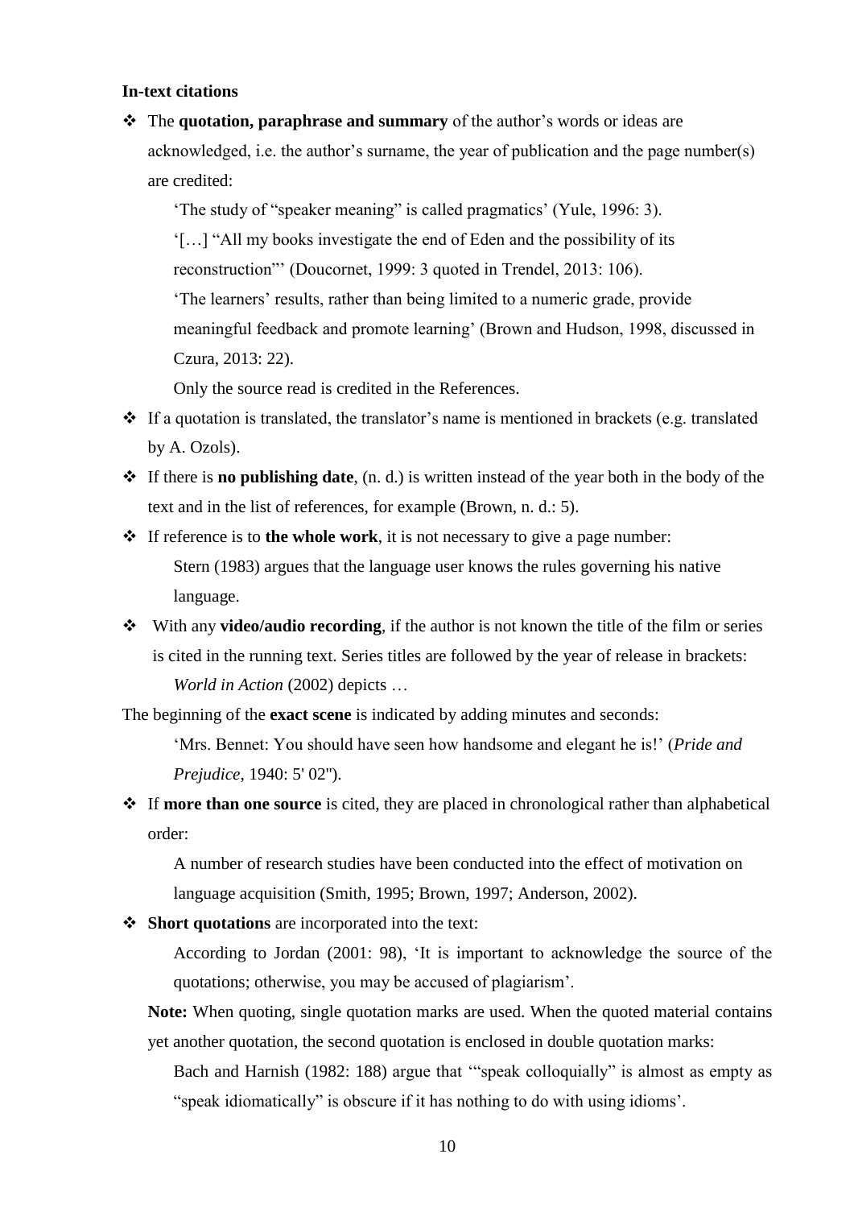**In-text citations**

- The **quotation, paraphrase and summary** of the author's words or ideas are acknowledged, i.e. the author's surname, the year of publication and the page number(s) are credited:

  'The study of "speaker meaning" is called pragmatics' (Yule, 1996: 3).

  '[…] "All my books investigate the end of Eden and the possibility of its reconstruction"' (Doucornet, 1999: 3 quoted in Trendel, 2013: 106).

  'The learners' results, rather than being limited to a numeric grade, provide meaningful feedback and promote learning' (Brown and Hudson, 1998, discussed in Czura, 2013: 22).

  Only the source read is credited in the References.

- If a quotation is translated, the translator's name is mentioned in brackets (e.g. translated by A. Ozols).
- If there is **no publishing date**, (n. d.) is written instead of the year both in the body of the text and in the list of references, for example (Brown, n. d.: 5).
- If reference is to **the whole work**, it is not necessary to give a page number:

  Stern (1983) argues that the language user knows the rules governing his native language.

- With any **video/audio recording**, if the author is not known the title of the film or series is cited in the running text. Series titles are followed by the year of release in brackets:

  *World in Action* (2002) depicts …

The beginning of the **exact scene** is indicated by adding minutes and seconds:

  'Mrs. Bennet: You should have seen how handsome and elegant he is!' (*Pride and Prejudice*, 1940: 5' 02").

- If **more than one source** is cited, they are placed in chronological rather than alphabetical order:

  A number of research studies have been conducted into the effect of motivation on language acquisition (Smith, 1995; Brown, 1997; Anderson, 2002).

- **Short quotations** are incorporated into the text:

  According to Jordan (2001: 98), 'It is important to acknowledge the source of the quotations; otherwise, you may be accused of plagiarism'.

  **Note:** When quoting, single quotation marks are used. When the quoted material contains yet another quotation, the second quotation is enclosed in double quotation marks:

  Bach and Harnish (1982: 188) argue that '"speak colloquially" is almost as empty as "speak idiomatically" is obscure if it has nothing to do with using idioms'.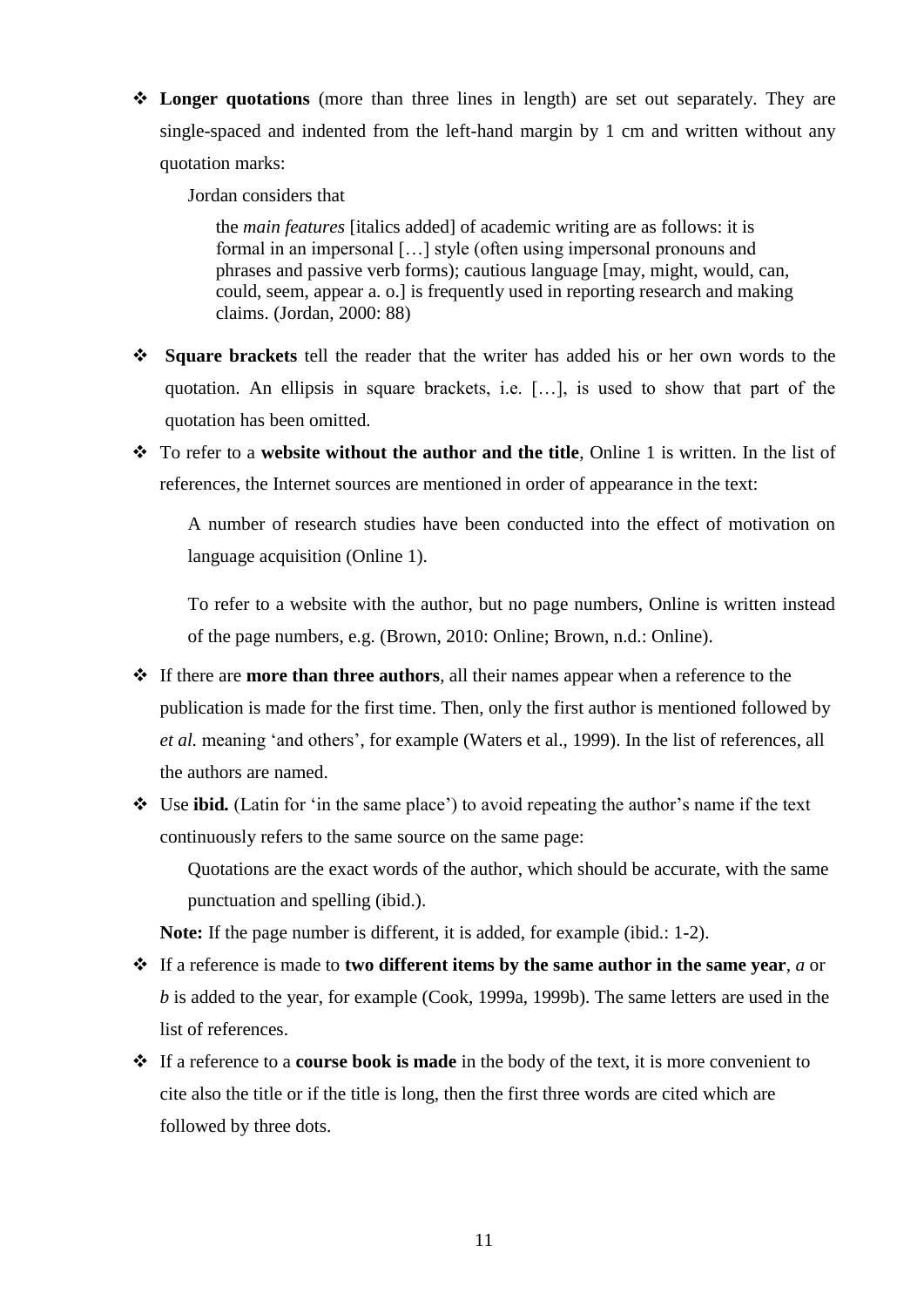- **Longer quotations** (more than three lines in length) are set out separately. They are single-spaced and indented from the left-hand margin by 1 cm and written without any quotation marks:

  Jordan considers that

  > the *main features* [italics added] of academic writing are as follows: it is formal in an impersonal […] style (often using impersonal pronouns and phrases and passive verb forms); cautious language [may, might, would, can, could, seem, appear a. o.] is frequently used in reporting research and making claims. (Jordan, 2000: 88)

- **Square brackets** tell the reader that the writer has added his or her own words to the quotation. An ellipsis in square brackets, i.e. […], is used to show that part of the quotation has been omitted.

- To refer to a **website without the author and the title**, Online 1 is written. In the list of references, the Internet sources are mentioned in order of appearance in the text:

  A number of research studies have been conducted into the effect of motivation on language acquisition (Online 1).

  To refer to a website with the author, but no page numbers, Online is written instead of the page numbers, e.g. (Brown, 2010: Online; Brown, n.d.: Online).

- If there are **more than three authors**, all their names appear when a reference to the publication is made for the first time. Then, only the first author is mentioned followed by *et al.* meaning 'and others', for example (Waters et al., 1999). In the list of references, all the authors are named.

- Use **ibid.** (Latin for 'in the same place') to avoid repeating the author's name if the text continuously refers to the same source on the same page:

  Quotations are the exact words of the author, which should be accurate, with the same punctuation and spelling (ibid.).

  **Note:** If the page number is different, it is added, for example (ibid.: 1-2).

- If a reference is made to **two different items by the same author in the same year**, *a* or *b* is added to the year, for example (Cook, 1999a, 1999b). The same letters are used in the list of references.

- If a reference to a **course book is made** in the body of the text, it is more convenient to cite also the title or if the title is long, then the first three words are cited which are followed by three dots.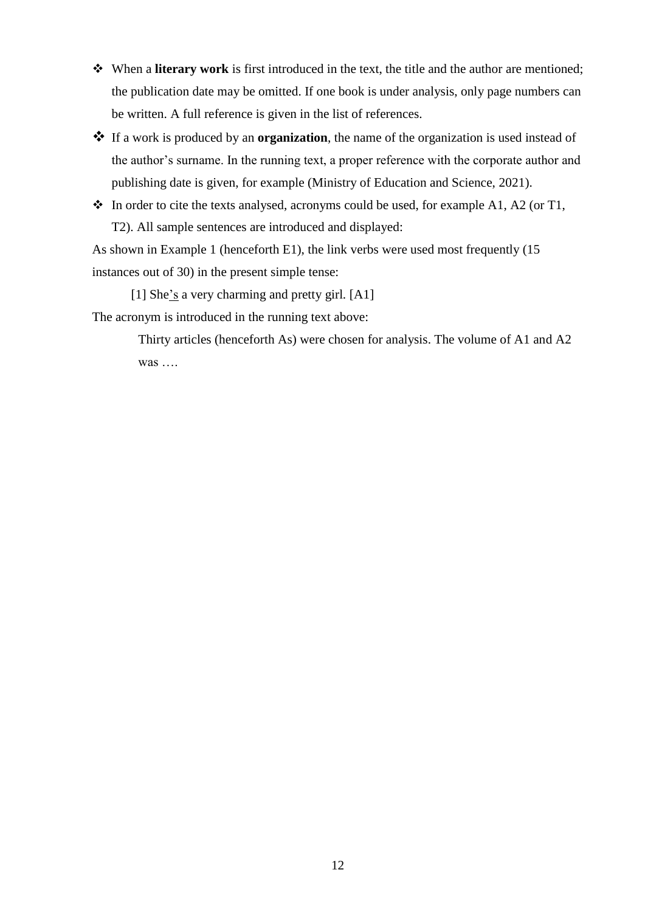- When a **literary work** is first introduced in the text, the title and the author are mentioned; the publication date may be omitted. If one book is under analysis, only page numbers can be written. A full reference is given in the list of references.
- If a work is produced by an **organization**, the name of the organization is used instead of the author's surname. In the running text, a proper reference with the corporate author and publishing date is given, for example (Ministry of Education and Science, 2021).
- In order to cite the texts analysed, acronyms could be used, for example A1, A2 (or T1, T2). All sample sentences are introduced and displayed:

As shown in Example 1 (henceforth E1), the link verbs were used most frequently (15 instances out of 30) in the present simple tense:

> [1] She<u>'s</u> a very charming and pretty girl. [A1]

The acronym is introduced in the running text above:

> Thirty articles (henceforth As) were chosen for analysis. The volume of A1 and A2 was ….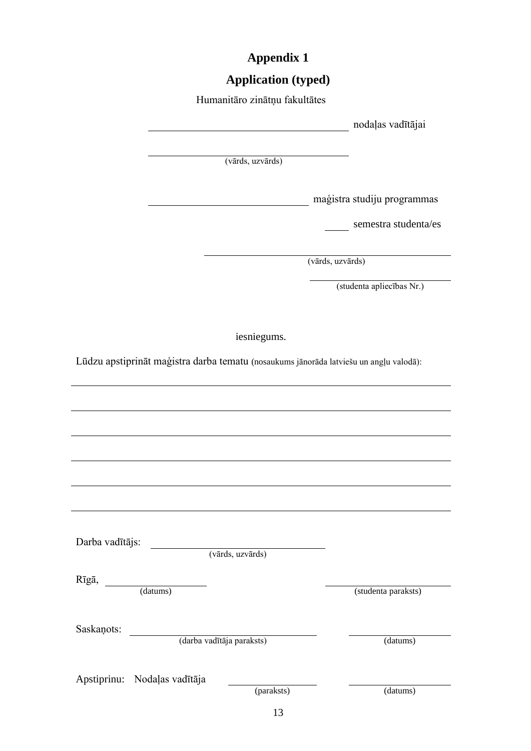**Appendix 1**

**Application (typed)**

Humanitāro zinātņu fakultātes

\_\_\_\_\_\_\_\_\_\_\_\_\_\_\_\_\_\_\_\_\_\_\_\_\_\_\_\_\_\_\_\_ nodaļas vadītājai

\_\_\_\_\_\_\_\_\_\_\_\_\_\_\_\_\_\_\_\_\_\_\_\_\_\_\_\_\_\_\_\_
(vārds, uzvārds)

\_\_\_\_\_\_\_\_\_\_\_\_\_\_\_\_\_\_\_\_\_\_\_\_\_\_ maģistra studiju programmas

\_\_\_\_ semestra studenta/es

\_\_\_\_\_\_\_\_\_\_\_\_\_\_\_\_\_\_\_\_\_\_\_\_\_\_\_\_\_\_\_\_\_\_\_\_\_\_\_
(vārds, uzvārds)

\_\_\_\_\_\_\_\_\_\_\_\_\_\_\_\_\_\_\_\_\_\_\_\_
(studenta apliecības Nr.)

iesniegums.

Lūdzu apstiprināt maģistra darba tematu (nosaukums jānorāda latviešu un angļu valodā):

\_\_\_\_\_\_\_\_\_\_\_\_\_\_\_\_\_\_\_\_\_\_\_\_\_\_\_\_\_\_\_\_\_\_\_\_\_\_\_\_\_\_\_\_\_\_\_\_\_\_\_\_\_\_\_\_\_\_\_\_\_\_\_\_

\_\_\_\_\_\_\_\_\_\_\_\_\_\_\_\_\_\_\_\_\_\_\_\_\_\_\_\_\_\_\_\_\_\_\_\_\_\_\_\_\_\_\_\_\_\_\_\_\_\_\_\_\_\_\_\_\_\_\_\_\_\_\_\_

\_\_\_\_\_\_\_\_\_\_\_\_\_\_\_\_\_\_\_\_\_\_\_\_\_\_\_\_\_\_\_\_\_\_\_\_\_\_\_\_\_\_\_\_\_\_\_\_\_\_\_\_\_\_\_\_\_\_\_\_\_\_\_\_

\_\_\_\_\_\_\_\_\_\_\_\_\_\_\_\_\_\_\_\_\_\_\_\_\_\_\_\_\_\_\_\_\_\_\_\_\_\_\_\_\_\_\_\_\_\_\_\_\_\_\_\_\_\_\_\_\_\_\_\_\_\_\_\_

\_\_\_\_\_\_\_\_\_\_\_\_\_\_\_\_\_\_\_\_\_\_\_\_\_\_\_\_\_\_\_\_\_\_\_\_\_\_\_\_\_\_\_\_\_\_\_\_\_\_\_\_\_\_\_\_\_\_\_\_\_\_\_\_

\_\_\_\_\_\_\_\_\_\_\_\_\_\_\_\_\_\_\_\_\_\_\_\_\_\_\_\_\_\_\_\_\_\_\_\_\_\_\_\_\_\_\_\_\_\_\_\_\_\_\_\_\_\_\_\_\_\_\_\_\_\_\_\_

Darba vadītājs: \_\_\_\_\_\_\_\_\_\_\_\_\_\_\_\_\_\_\_\_\_\_\_\_\_\_\_\_
(vārds, uzvārds)

Rīgā, \_\_\_\_\_\_\_\_\_\_\_\_\_\_\_\_ (datums) \_\_\_\_\_\_\_\_\_\_\_\_\_\_\_\_\_\_\_\_ (studenta paraksts)

Saskaņots: \_\_\_\_\_\_\_\_\_\_\_\_\_\_\_\_\_\_\_\_\_\_\_\_\_\_\_\_ (darba vadītāja paraksts) \_\_\_\_\_\_\_\_\_\_\_\_\_\_\_\_ (datums)

Apstiprinu: Nodaļas vadītāja \_\_\_\_\_\_\_\_\_\_\_\_\_\_ (paraksts) \_\_\_\_\_\_\_\_\_\_\_\_\_\_\_\_ (datums)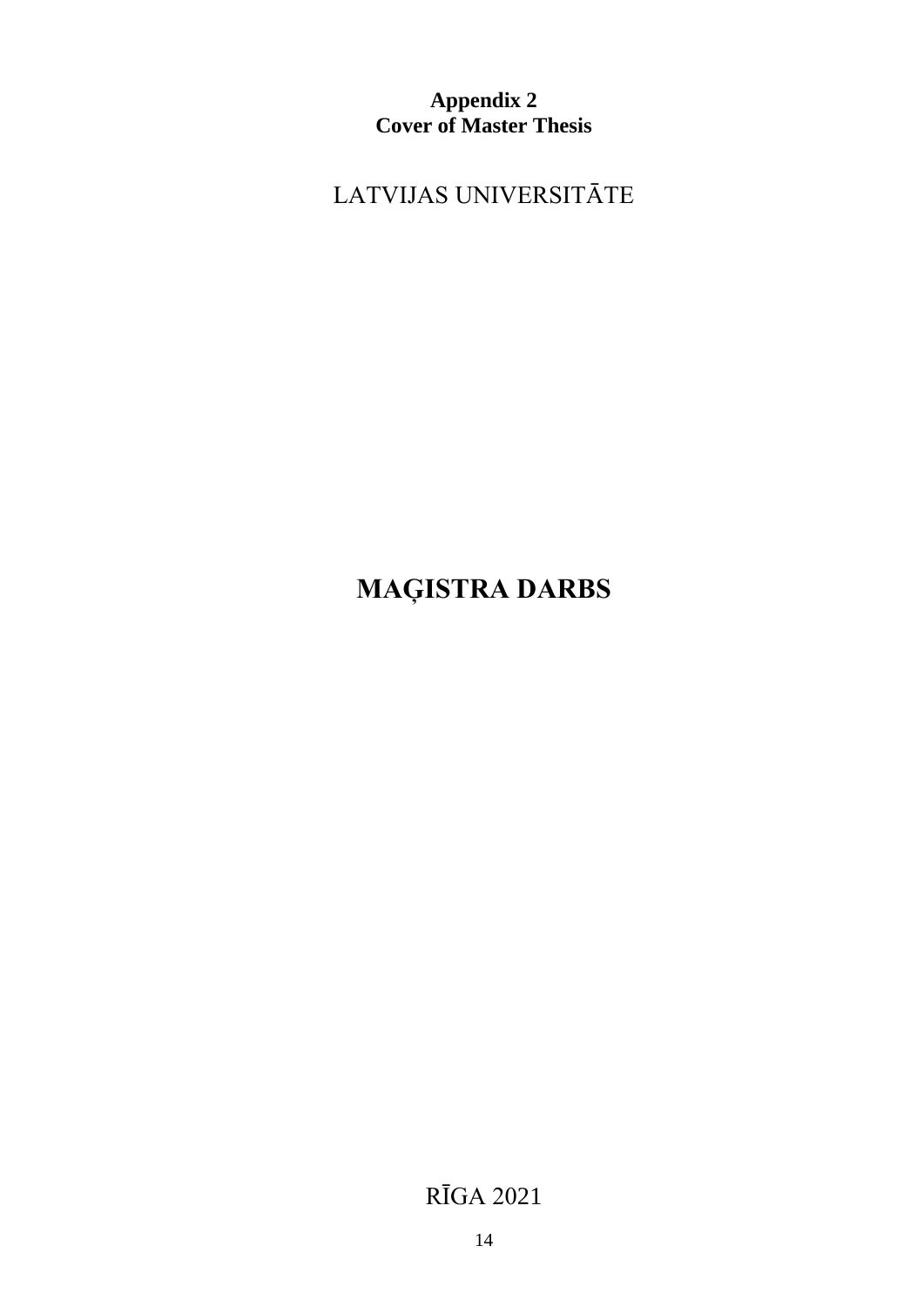**Appendix 2**
**Cover of Master Thesis**

LATVIJAS UNIVERSITĀTE

# MAĢISTRA DARBS

RĪGA 2021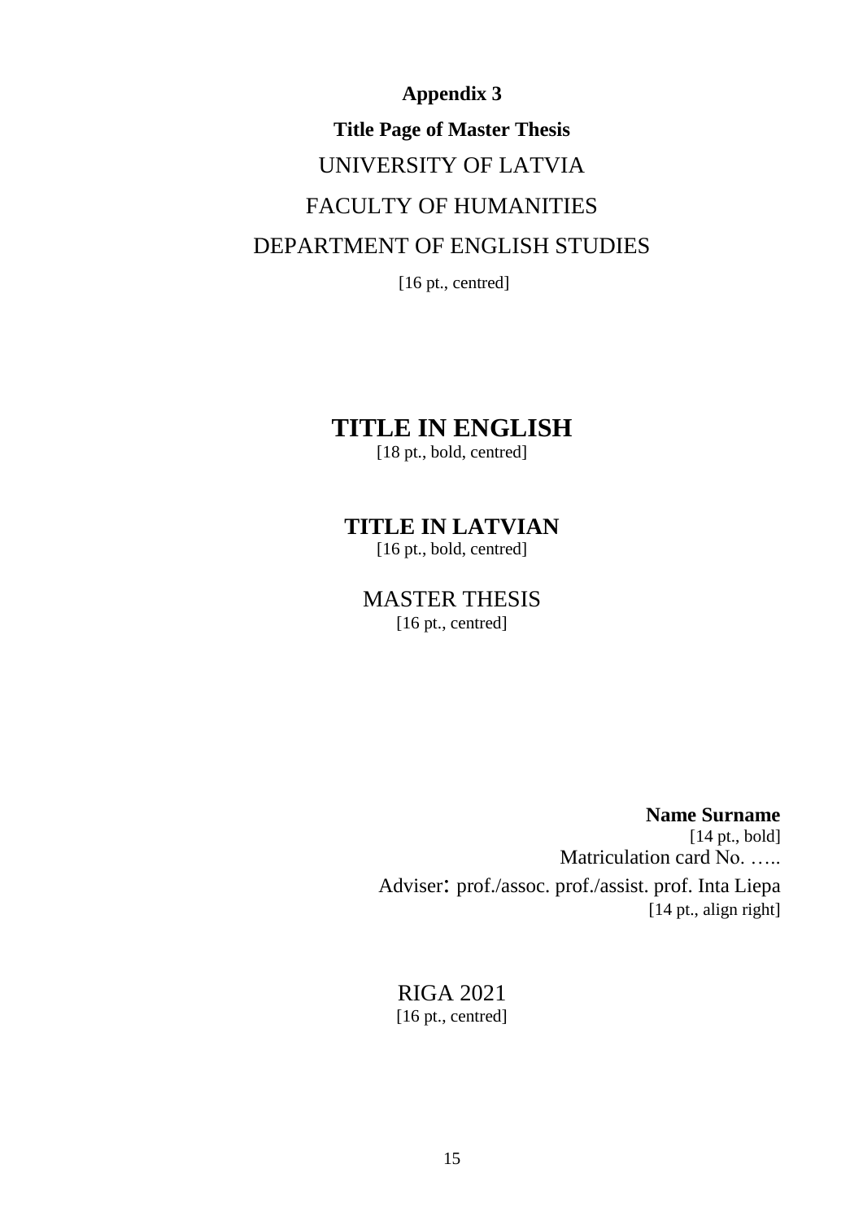**Appendix 3**

**Title Page of Master Thesis**

UNIVERSITY OF LATVIA

FACULTY OF HUMANITIES

DEPARTMENT OF ENGLISH STUDIES

[16 pt., centred]

**TITLE IN ENGLISH**

[18 pt., bold, centred]

**TITLE IN LATVIAN**

[16 pt., bold, centred]

MASTER THESIS

[16 pt., centred]

**Name Surname**

[14 pt., bold]

Matriculation card No. …..

Adviser: prof./assoc. prof./assist. prof. Inta Liepa

[14 pt., align right]

RIGA 2021

[16 pt., centred]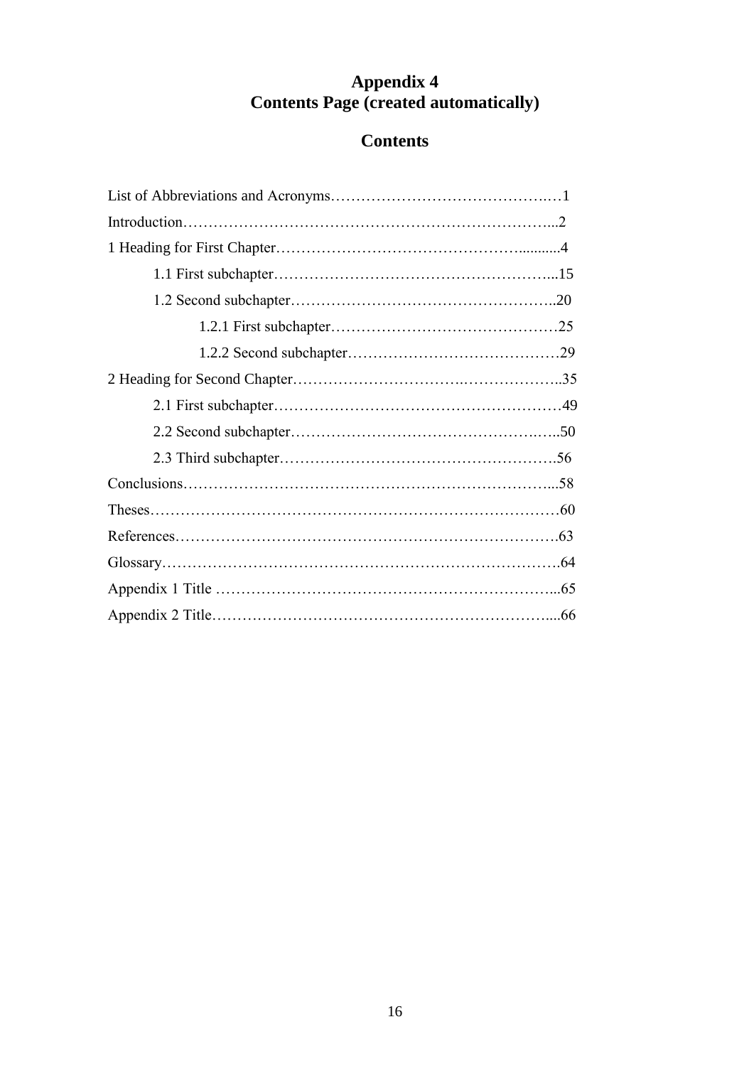# Appendix 4
# Contents Page (created automatically)

## Contents

List of Abbreviations and Acronyms……………………………………….…1

Introduction………………………………………………………………...2

1 Heading for First Chapter………………………………………….........4

 1.1 First subchapter………………………………………………...15

 1.2 Second subchapter…………………………………………..20

  1.2.1 First subchapter………………………………………25

  1.2.2 Second subchapter…………………………………29

2 Heading for Second Chapter………………………….………………..35

 2.1 First subchapter………………………………………………49

 2.2 Second subchapter…………………………………….…..50

 2.3 Third subchapter…………………………………………….56

Conclusions…………………………………………………………...58

Theses……………………………………………………………………60

References…………………………………………………………….63

Glossary……………………………………………………………….64

Appendix 1 Title ……………………………………………………...65

Appendix 2 Title………………………………………………………....66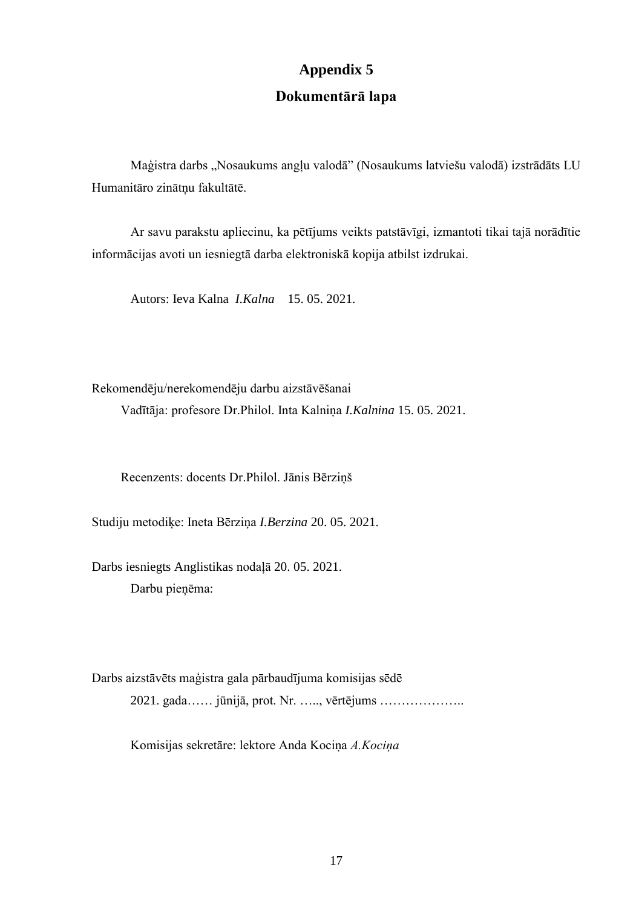# Appendix 5

## Dokumentārā lapa

Maģistra darbs „Nosaukums angļu valodā" (Nosaukums latviešu valodā) izstrādāts LU Humanitāro zinātņu fakultātē.

Ar savu parakstu apliecinu, ka pētījums veikts patstāvīgi, izmantoti tikai tajā norādītie informācijas avoti un iesniegtā darba elektroniskā kopija atbilst izdrukai.

Autors: Ieva Kalna *I.Kalna* 15. 05. 2021.

Rekomendēju/nerekomendēju darbu aizstāvēšanai

Vadītāja: profesore Dr.Philol. Inta Kalniņa *I.Kalnina* 15. 05. 2021.

Recenzents: docents Dr.Philol. Jānis Bērziņš

Studiju metodiķe: Ineta Bērziņa *I.Berzina* 20. 05. 2021.

Darbs iesniegts Anglistikas nodaļā 20. 05. 2021.

Darbu pieņēma:

Darbs aizstāvēts maģistra gala pārbaudījuma komisijas sēdē

2021. gada…… jūnijā, prot. Nr. ….., vērtējums ………………..

Komisijas sekretāre: lektore Anda Kociņa *A.Kociņa*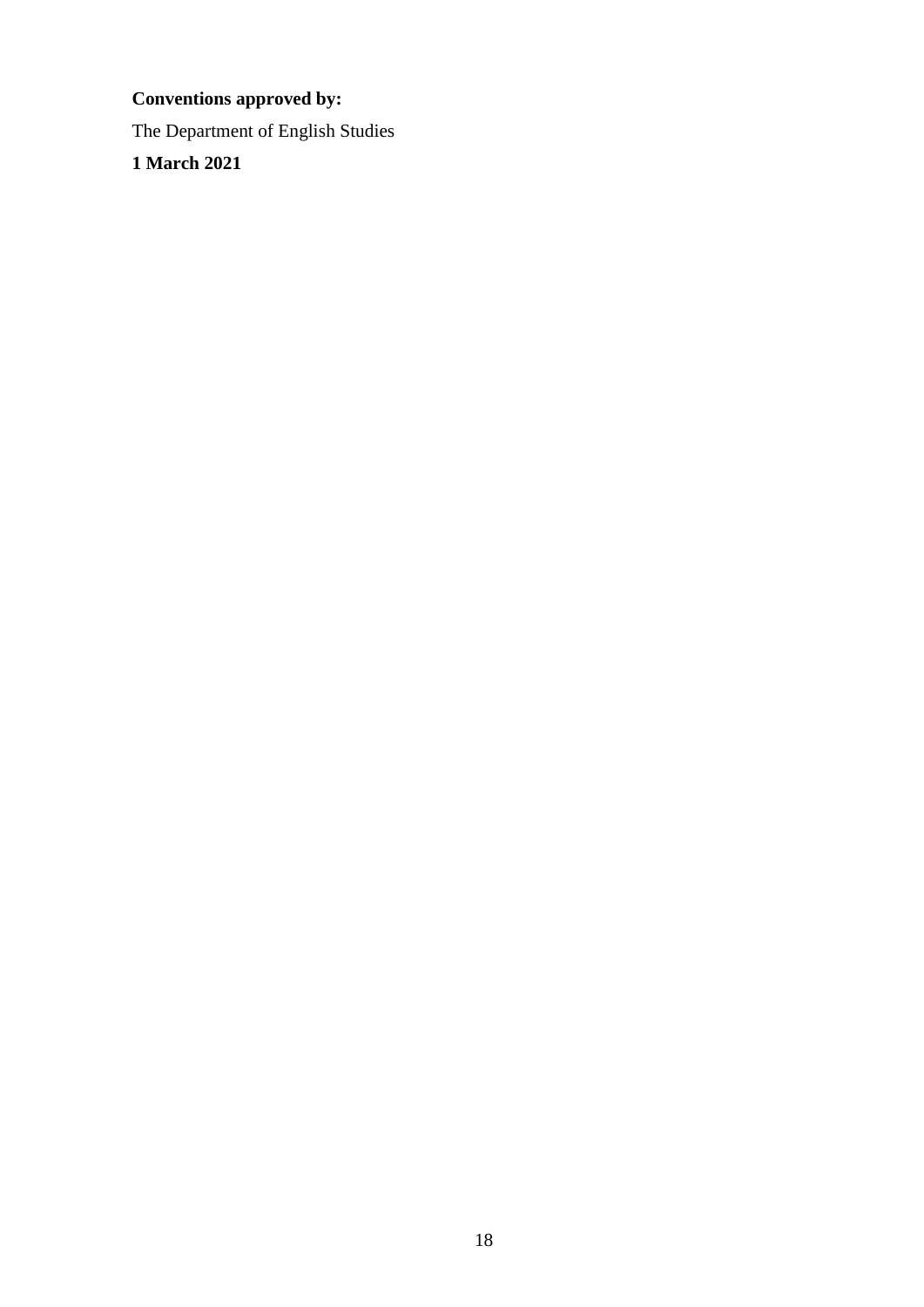**Conventions approved by:**

The Department of English Studies

**1 March 2021**